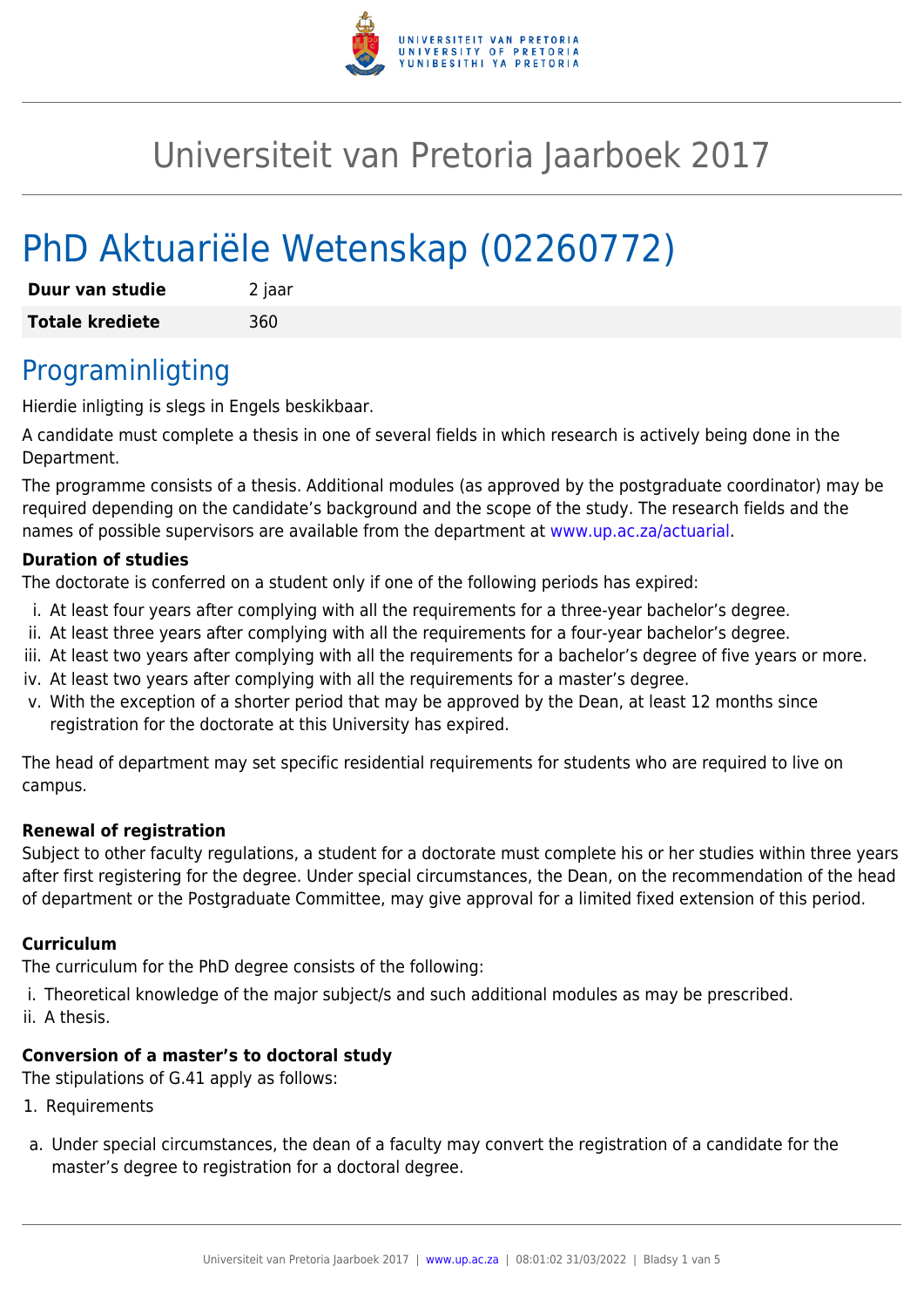# Universiteit van Pretoria Jaarboek 2017

# PhD Aktuariële Wetenskap (02260772)

| **Duur van studie** | 2 jaar |
|---|---|
| **Totale krediete** | 360 |

## Programinligting

Hierdie inligting is slegs in Engels beskikbaar.

A candidate must complete a thesis in one of several fields in which research is actively being done in the Department.

The programme consists of a thesis. Additional modules (as approved by the postgraduate coordinator) may be required depending on the candidate's background and the scope of the study. The research fields and the names of possible supervisors are available from the department at www.up.ac.za/actuarial.

**Duration of studies**

The doctorate is conferred on a student only if one of the following periods has expired:

i. At least four years after complying with all the requirements for a three-year bachelor's degree.
ii. At least three years after complying with all the requirements for a four-year bachelor's degree.
iii. At least two years after complying with all the requirements for a bachelor's degree of five years or more.
iv. At least two years after complying with all the requirements for a master's degree.
v. With the exception of a shorter period that may be approved by the Dean, at least 12 months since registration for the doctorate at this University has expired.

The head of department may set specific residential requirements for students who are required to live on campus.

**Renewal of registration**

Subject to other faculty regulations, a student for a doctorate must complete his or her studies within three years after first registering for the degree. Under special circumstances, the Dean, on the recommendation of the head of department or the Postgraduate Committee, may give approval for a limited fixed extension of this period.

**Curriculum**

The curriculum for the PhD degree consists of the following:

i. Theoretical knowledge of the major subject/s and such additional modules as may be prescribed.
ii. A thesis.

**Conversion of a master's to doctoral study**

The stipulations of G.41 apply as follows:

1. Requirements

a. Under special circumstances, the dean of a faculty may convert the registration of a candidate for the master's degree to registration for a doctoral degree.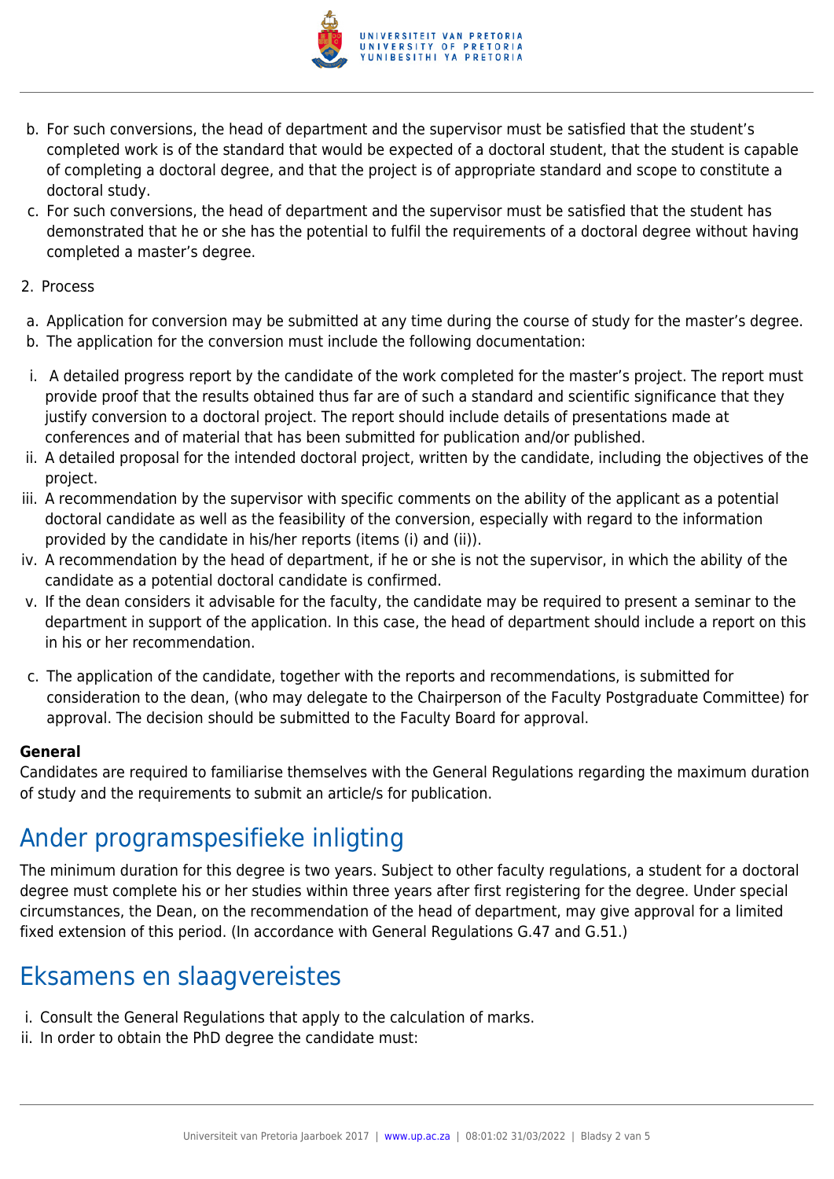b. For such conversions, the head of department and the supervisor must be satisfied that the student's completed work is of the standard that would be expected of a doctoral student, that the student is capable of completing a doctoral degree, and that the project is of appropriate standard and scope to constitute a doctoral study.
c. For such conversions, the head of department and the supervisor must be satisfied that the student has demonstrated that he or she has the potential to fulfil the requirements of a doctoral degree without having completed a master's degree.

2. Process

a. Application for conversion may be submitted at any time during the course of study for the master's degree.
b. The application for the conversion must include the following documentation:

i. A detailed progress report by the candidate of the work completed for the master's project. The report must provide proof that the results obtained thus far are of such a standard and scientific significance that they justify conversion to a doctoral project. The report should include details of presentations made at conferences and of material that has been submitted for publication and/or published.
ii. A detailed proposal for the intended doctoral project, written by the candidate, including the objectives of the project.
iii. A recommendation by the supervisor with specific comments on the ability of the applicant as a potential doctoral candidate as well as the feasibility of the conversion, especially with regard to the information provided by the candidate in his/her reports (items (i) and (ii)).
iv. A recommendation by the head of department, if he or she is not the supervisor, in which the ability of the candidate as a potential doctoral candidate is confirmed.
v. If the dean considers it advisable for the faculty, the candidate may be required to present a seminar to the department in support of the application. In this case, the head of department should include a report on this in his or her recommendation.

c. The application of the candidate, together with the reports and recommendations, is submitted for consideration to the dean, (who may delegate to the Chairperson of the Faculty Postgraduate Committee) for approval. The decision should be submitted to the Faculty Board for approval.

**General**
Candidates are required to familiarise themselves with the General Regulations regarding the maximum duration of study and the requirements to submit an article/s for publication.

## Ander programspesifieke inligting

The minimum duration for this degree is two years. Subject to other faculty regulations, a student for a doctoral degree must complete his or her studies within three years after first registering for the degree. Under special circumstances, the Dean, on the recommendation of the head of department, may give approval for a limited fixed extension of this period. (In accordance with General Regulations G.47 and G.51.)

## Eksamens en slaagvereistes

i. Consult the General Regulations that apply to the calculation of marks.
ii. In order to obtain the PhD degree the candidate must: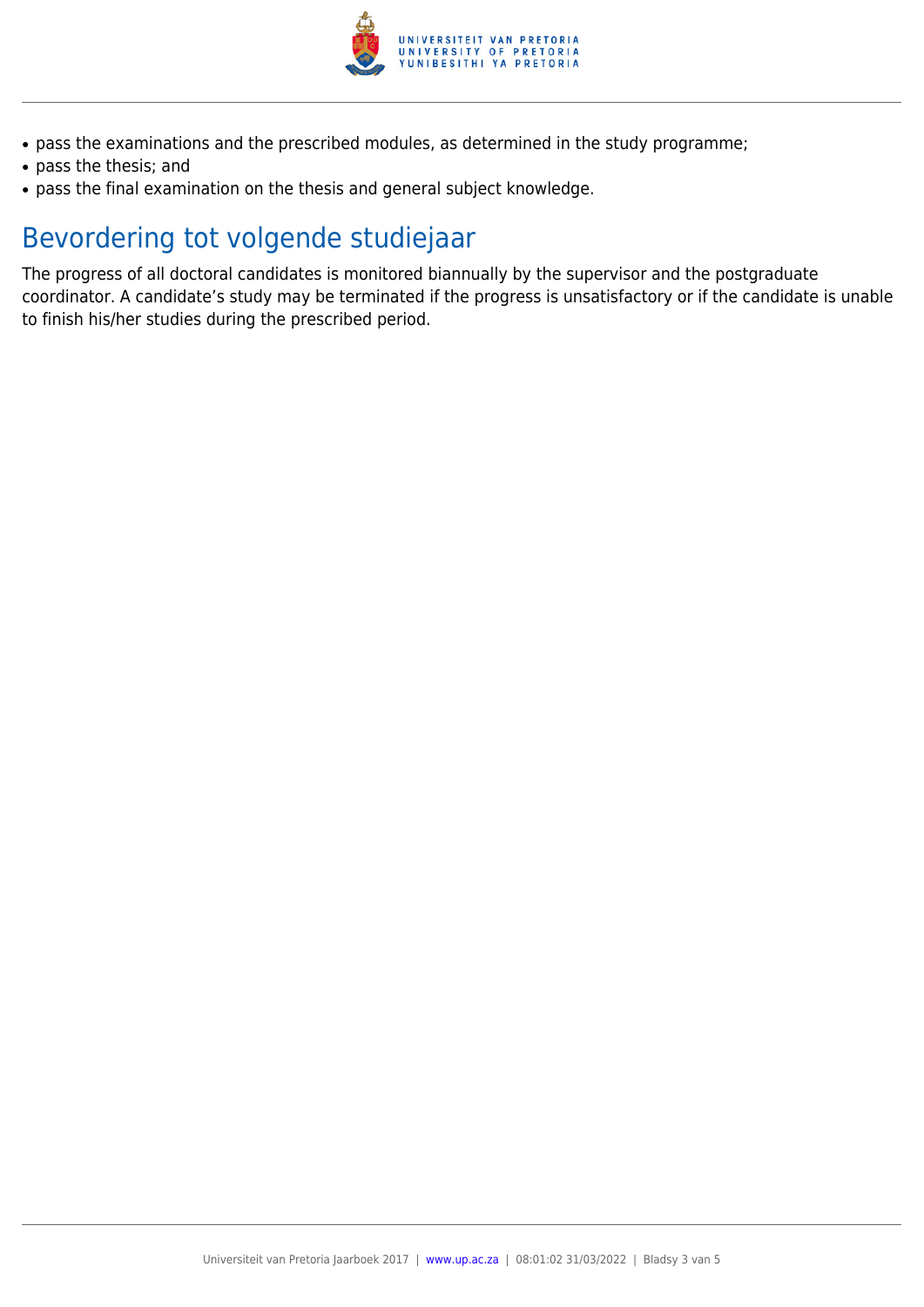- pass the examinations and the prescribed modules, as determined in the study programme;
- pass the thesis; and
- pass the final examination on the thesis and general subject knowledge.

## Bevordering tot volgende studiejaar

The progress of all doctoral candidates is monitored biannually by the supervisor and the postgraduate coordinator. A candidate's study may be terminated if the progress is unsatisfactory or if the candidate is unable to finish his/her studies during the prescribed period.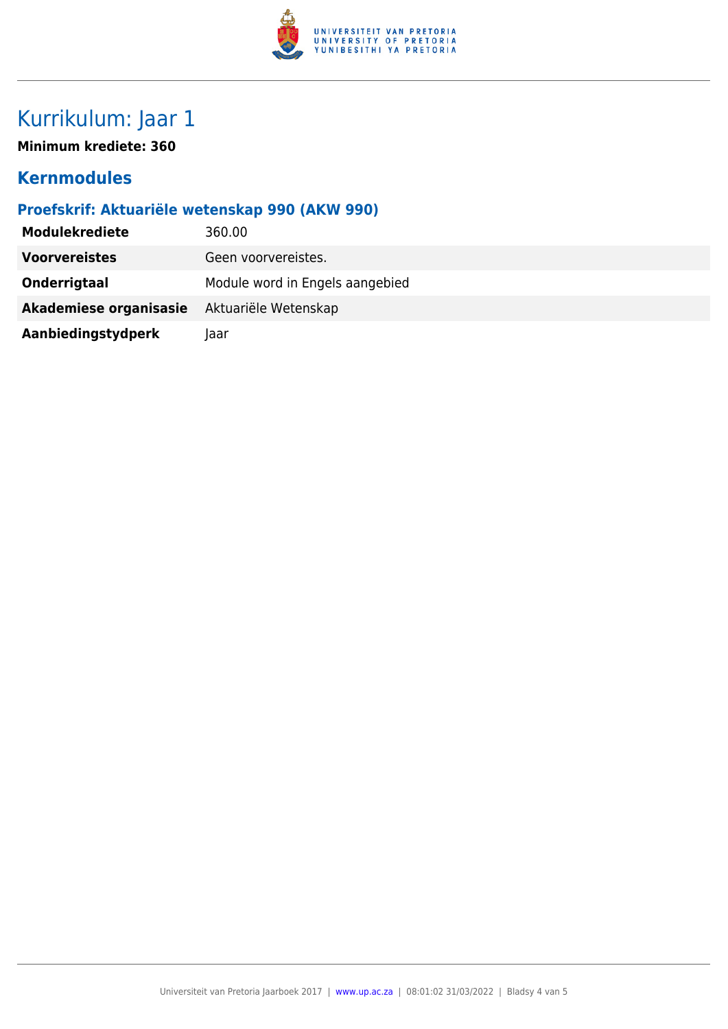# Kurrikulum: Jaar 1

**Minimum krediete: 360**

## Kernmodules

### Proefskrif: Aktuariële wetenskap 990 (AKW 990)

| | |
|---|---|
| **Modulekrediete** | 360.00 |
| **Voorvereistes** | Geen voorvereistes. |
| **Onderrigtaal** | Module word in Engels aangebied |
| **Akademiese organisasie** | Aktuariële Wetenskap |
| **Aanbiedingstydperk** | Jaar |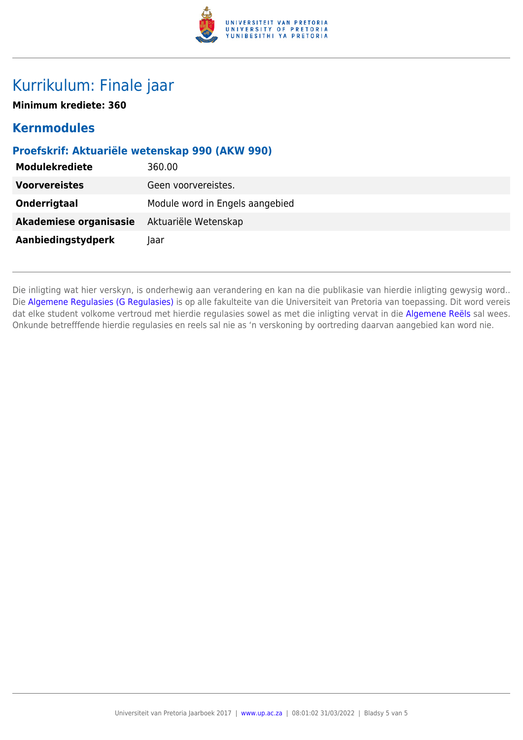# Kurrikulum: Finale jaar

**Minimum krediete: 360**

## Kernmodules

### Proefskrif: Aktuariële wetenskap 990 (AKW 990)

| | |
|---|---|
| **Modulekrediete** | 360.00 |
| **Voorvereistes** | Geen voorvereistes. |
| **Onderrigtaal** | Module word in Engels aangebied |
| **Akademiese organisasie** | Aktuariële Wetenskap |
| **Aanbiedingstydperk** | Jaar |

Die inligting wat hier verskyn, is onderhewig aan verandering en kan na die publikasie van hierdie inligting gewysig word.. Die Algemene Regulasies (G Regulasies) is op alle fakulteite van die Universiteit van Pretoria van toepassing. Dit word vereis dat elke student volkome vertroud met hierdie regulasies sowel as met die inligting vervat in die Algemene Reëls sal wees. Onkunde betrefffende hierdie regulasies en reels sal nie as 'n verskoning by oortreding daarvan aangebied kan word nie.